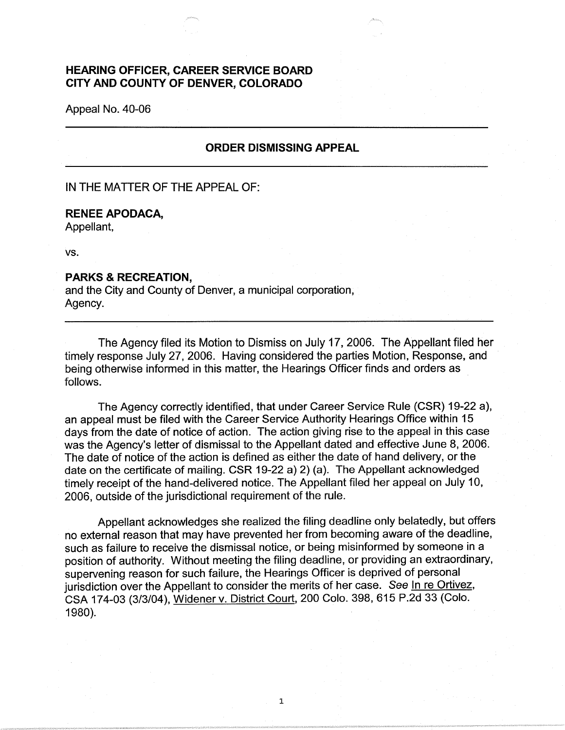**HEARING OFFICER, CAREER SERVICE BOARD**
**CITY AND COUNTY OF DENVER, COLORADO**

Appeal No. 40-06

---

## ORDER DISMISSING APPEAL

---

IN THE MATTER OF THE APPEAL OF:

**RENEE APODACA,**
Appellant,

vs.

**PARKS & RECREATION,**
and the City and County of Denver, a municipal corporation,
Agency.

---

The Agency filed its Motion to Dismiss on July 17, 2006. The Appellant filed her timely response July 27, 2006. Having considered the parties Motion, Response, and being otherwise informed in this matter, the Hearings Officer finds and orders as follows.

The Agency correctly identified, that under Career Service Rule (CSR) 19-22 a), an appeal must be filed with the Career Service Authority Hearings Office within 15 days from the date of notice of action. The action giving rise to the appeal in this case was the Agency's letter of dismissal to the Appellant dated and effective June 8, 2006. The date of notice of the action is defined as either the date of hand delivery, or the date on the certificate of mailing. CSR 19-22 a) 2) (a). The Appellant acknowledged timely receipt of the hand-delivered notice. The Appellant filed her appeal on July 10, 2006, outside of the jurisdictional requirement of the rule.

Appellant acknowledges she realized the filing deadline only belatedly, but offers no external reason that may have prevented her from becoming aware of the deadline, such as failure to receive the dismissal notice, or being misinformed by someone in a position of authority. Without meeting the filing deadline, or providing an extraordinary, supervening reason for such failure, the Hearings Officer is deprived of personal jurisdiction over the Appellant to consider the merits of her case. *See* In re Ortivez, CSA 174-03 (3/3/04), Widener v. District Court, 200 Colo. 398, 615 P.2d 33 (Colo. 1980).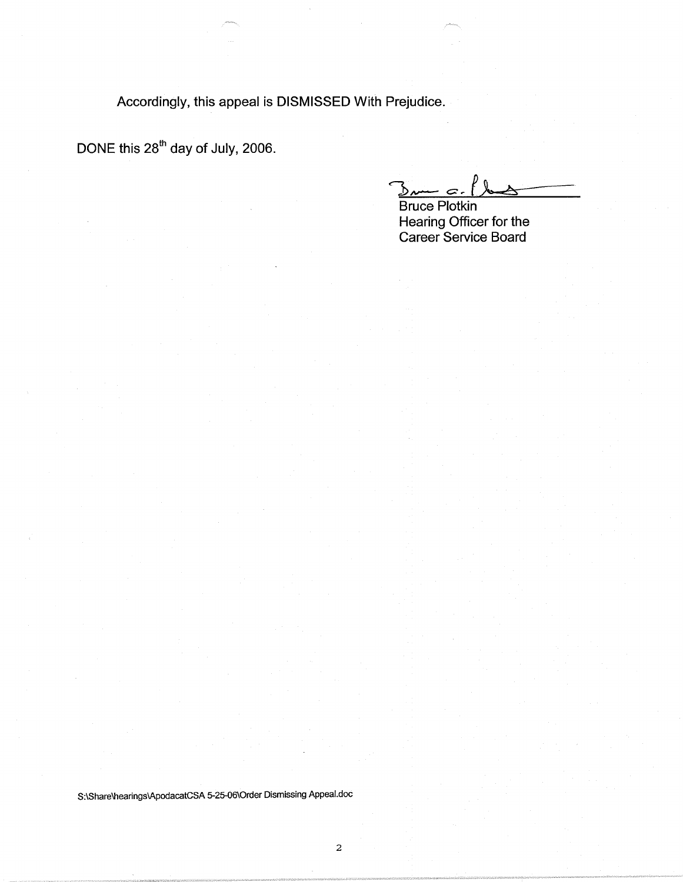Accordingly, this appeal is DISMISSED With Prejudice.

DONE this 28th day of July, 2006.

Bruce Plotkin
Hearing Officer for the
Career Service Board

S:\Share\hearings\ApodacatCSA 5-25-06\Order Dismissing Appeal.doc